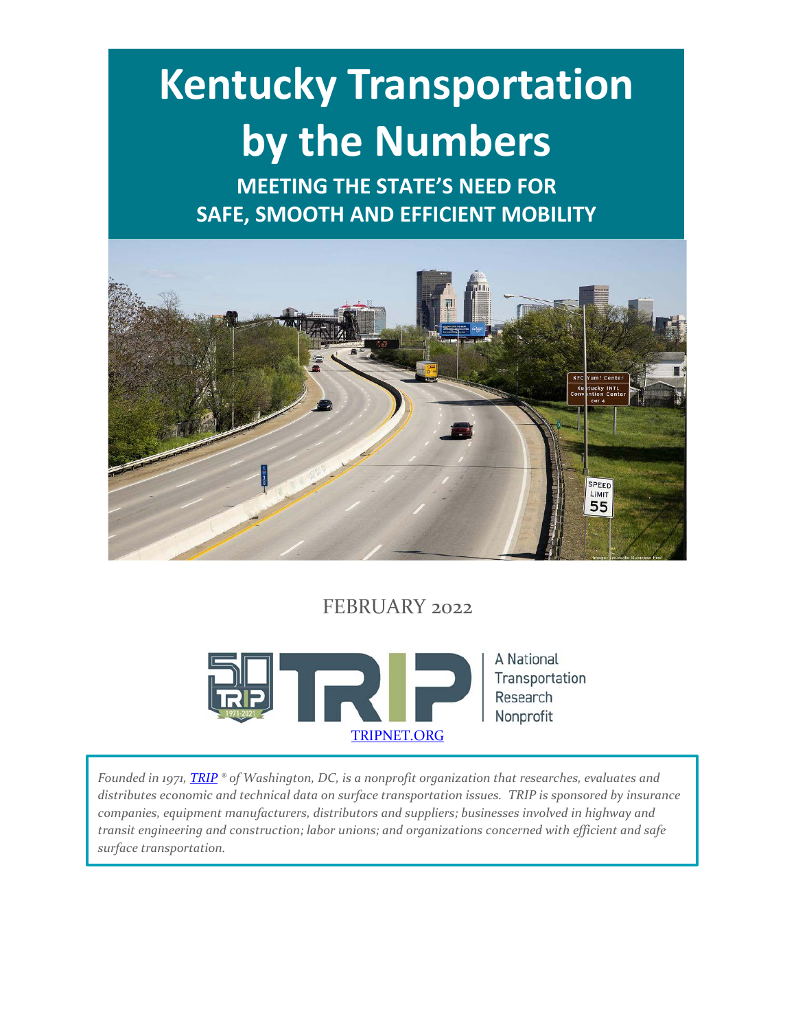# Kentucky Transportation by the Numbers

## MEETING THE STATE'S NEED FOR SAFE, SMOOTH AND EFFICIENT MOBILITY

FEBRUARY 2022

A National Transportation Research Nonprofit

[TRIPNET.ORG](http://tripnet.org)

*Founded in 1971, [TRIP](http://tripnet.org) ® of Washington, DC, is a nonprofit organization that researches, evaluates and distributes economic and technical data on surface transportation issues. TRIP is sponsored by insurance companies, equipment manufacturers, distributors and suppliers; businesses involved in highway and transit engineering and construction; labor unions; and organizations concerned with efficient and safe surface transportation.*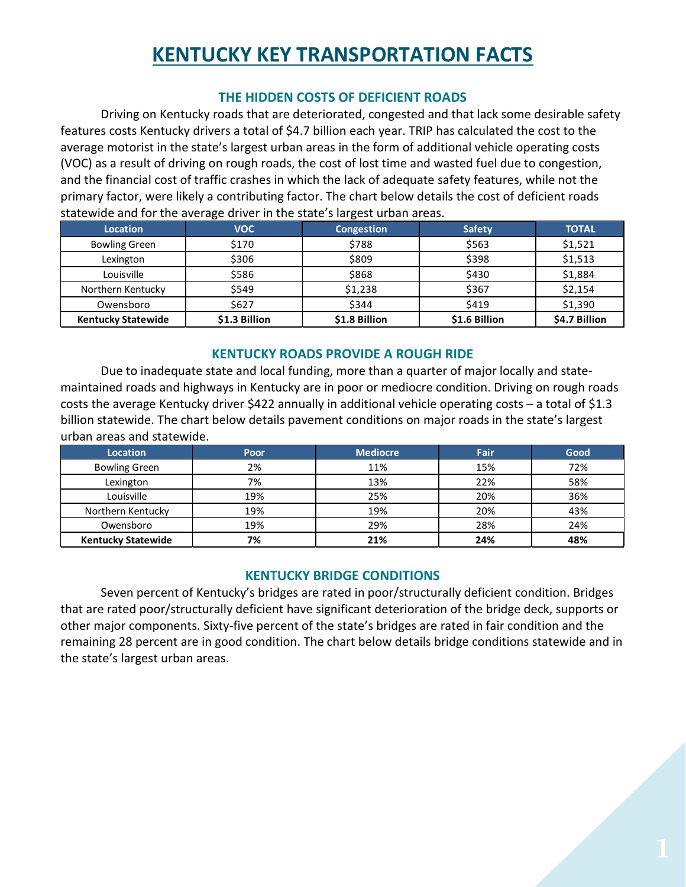# KENTUCKY KEY TRANSPORTATION FACTS

## THE HIDDEN COSTS OF DEFICIENT ROADS

Driving on Kentucky roads that are deteriorated, congested and that lack some desirable safety features costs Kentucky drivers a total of $4.7 billion each year. TRIP has calculated the cost to the average motorist in the state's largest urban areas in the form of additional vehicle operating costs (VOC) as a result of driving on rough roads, the cost of lost time and wasted fuel due to congestion, and the financial cost of traffic crashes in which the lack of adequate safety features, while not the primary factor, were likely a contributing factor. The chart below details the cost of deficient roads statewide and for the average driver in the state's largest urban areas.

| Location | VOC | Congestion | Safety | TOTAL |
|---|---|---|---|---|
| Bowling Green | $170 | $788 | $563 | $1,521 |
| Lexington | $306 | $809 | $398 | $1,513 |
| Louisville | $586 | $868 | $430 | $1,884 |
| Northern Kentucky | $549 | $1,238 | $367 | $2,154 |
| Owensboro | $627 | $344 | $419 | $1,390 |
| **Kentucky Statewide** | **$1.3 Billion** | **$1.8 Billion** | **$1.6 Billion** | **$4.7 Billion** |

## KENTUCKY ROADS PROVIDE A ROUGH RIDE

Due to inadequate state and local funding, more than a quarter of major locally and state-maintained roads and highways in Kentucky are in poor or mediocre condition. Driving on rough roads costs the average Kentucky driver $422 annually in additional vehicle operating costs – a total of $1.3 billion statewide. The chart below details pavement conditions on major roads in the state's largest urban areas and statewide.

| Location | Poor | Mediocre | Fair | Good |
|---|---|---|---|---|
| Bowling Green | 2% | 11% | 15% | 72% |
| Lexington | 7% | 13% | 22% | 58% |
| Louisville | 19% | 25% | 20% | 36% |
| Northern Kentucky | 19% | 19% | 20% | 43% |
| Owensboro | 19% | 29% | 28% | 24% |
| **Kentucky Statewide** | **7%** | **21%** | **24%** | **48%** |

## KENTUCKY BRIDGE CONDITIONS

Seven percent of Kentucky's bridges are rated in poor/structurally deficient condition. Bridges that are rated poor/structurally deficient have significant deterioration of the bridge deck, supports or other major components. Sixty-five percent of the state's bridges are rated in fair condition and the remaining 28 percent are in good condition. The chart below details bridge conditions statewide and in the state's largest urban areas.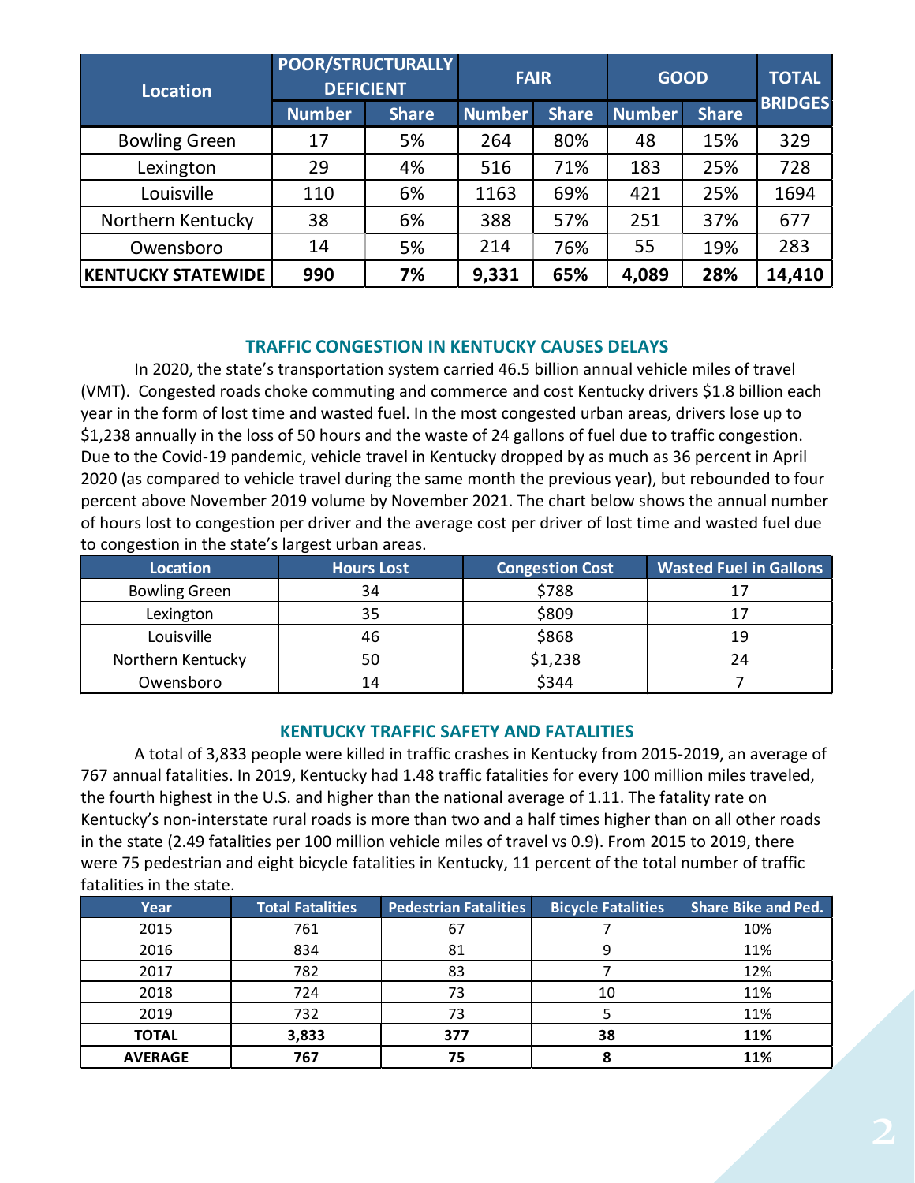| Location | POOR/STRUCTURALLY DEFICIENT | | FAIR | | GOOD | | TOTAL BRIDGES |
|---|---|---|---|---|---|---|---|
| | Number | Share | Number | Share | Number | Share | |
| Bowling Green | 17 | 5% | 264 | 80% | 48 | 15% | 329 |
| Lexington | 29 | 4% | 516 | 71% | 183 | 25% | 728 |
| Louisville | 110 | 6% | 1163 | 69% | 421 | 25% | 1694 |
| Northern Kentucky | 38 | 6% | 388 | 57% | 251 | 37% | 677 |
| Owensboro | 14 | 5% | 214 | 76% | 55 | 19% | 283 |
| **KENTUCKY STATEWIDE** | **990** | **7%** | **9,331** | **65%** | **4,089** | **28%** | **14,410** |

## TRAFFIC CONGESTION IN KENTUCKY CAUSES DELAYS

In 2020, the state's transportation system carried 46.5 billion annual vehicle miles of travel (VMT). Congested roads choke commuting and commerce and cost Kentucky drivers $1.8 billion each year in the form of lost time and wasted fuel. In the most congested urban areas, drivers lose up to $1,238 annually in the loss of 50 hours and the waste of 24 gallons of fuel due to traffic congestion. Due to the Covid-19 pandemic, vehicle travel in Kentucky dropped by as much as 36 percent in April 2020 (as compared to vehicle travel during the same month the previous year), but rebounded to four percent above November 2019 volume by November 2021. The chart below shows the annual number of hours lost to congestion per driver and the average cost per driver of lost time and wasted fuel due to congestion in the state's largest urban areas.

| Location | Hours Lost | Congestion Cost | Wasted Fuel in Gallons |
|---|---|---|---|
| Bowling Green | 34 | $788 | 17 |
| Lexington | 35 | $809 | 17 |
| Louisville | 46 | $868 | 19 |
| Northern Kentucky | 50 | $1,238 | 24 |
| Owensboro | 14 | $344 | 7 |

## KENTUCKY TRAFFIC SAFETY AND FATALITIES

A total of 3,833 people were killed in traffic crashes in Kentucky from 2015-2019, an average of 767 annual fatalities. In 2019, Kentucky had 1.48 traffic fatalities for every 100 million miles traveled, the fourth highest in the U.S. and higher than the national average of 1.11. The fatality rate on Kentucky's non-interstate rural roads is more than two and a half times higher than on all other roads in the state (2.49 fatalities per 100 million vehicle miles of travel vs 0.9). From 2015 to 2019, there were 75 pedestrian and eight bicycle fatalities in Kentucky, 11 percent of the total number of traffic fatalities in the state.

| Year | Total Fatalities | Pedestrian Fatalities | Bicycle Fatalities | Share Bike and Ped. |
|---|---|---|---|---|
| 2015 | 761 | 67 | 7 | 10% |
| 2016 | 834 | 81 | 9 | 11% |
| 2017 | 782 | 83 | 7 | 12% |
| 2018 | 724 | 73 | 10 | 11% |
| 2019 | 732 | 73 | 5 | 11% |
| **TOTAL** | **3,833** | **377** | **38** | **11%** |
| **AVERAGE** | **767** | **75** | **8** | **11%** |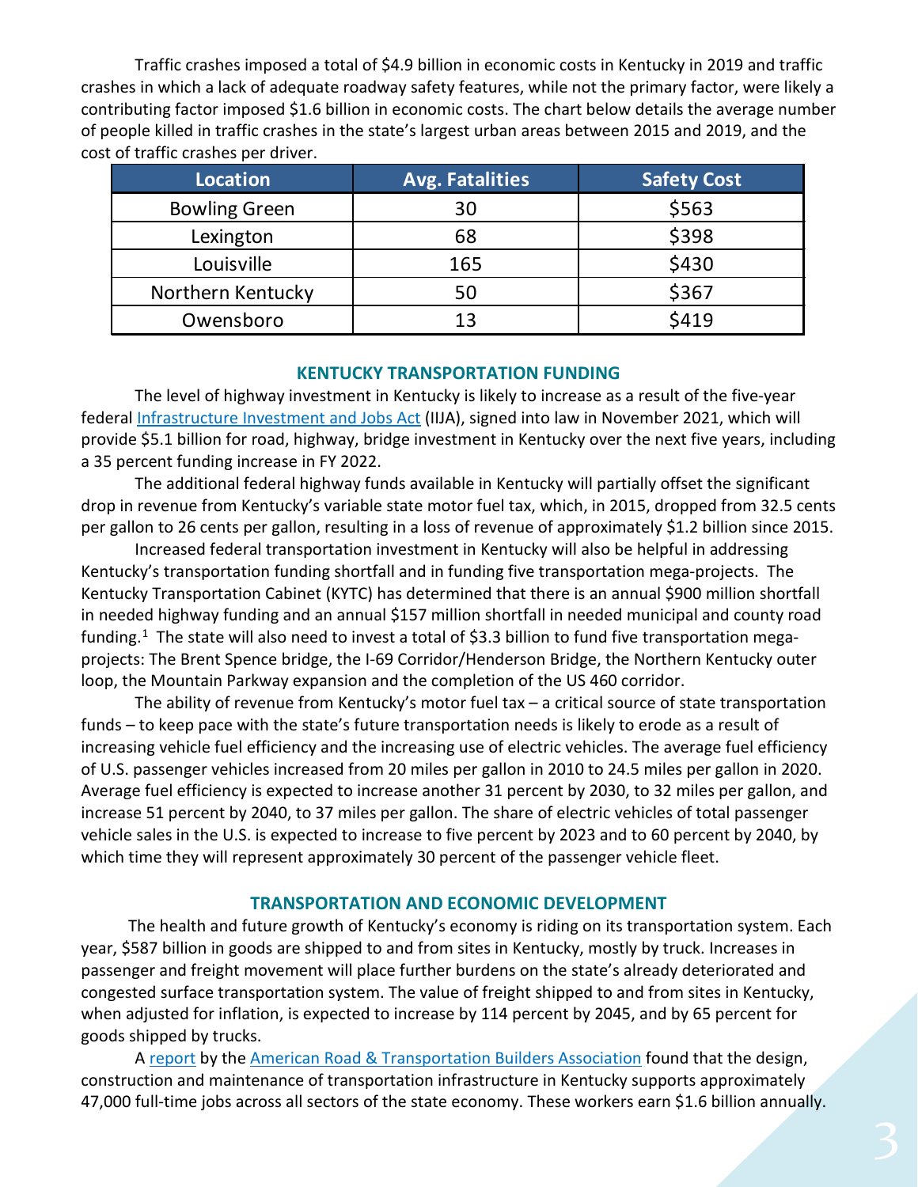Traffic crashes imposed a total of $4.9 billion in economic costs in Kentucky in 2019 and traffic crashes in which a lack of adequate roadway safety features, while not the primary factor, were likely a contributing factor imposed $1.6 billion in economic costs. The chart below details the average number of people killed in traffic crashes in the state's largest urban areas between 2015 and 2019, and the cost of traffic crashes per driver.

| Location | Avg. Fatalities | Safety Cost |
|---|---|---|
| Bowling Green | 30 | $563 |
| Lexington | 68 | $398 |
| Louisville | 165 | $430 |
| Northern Kentucky | 50 | $367 |
| Owensboro | 13 | $419 |

## KENTUCKY TRANSPORTATION FUNDING

The level of highway investment in Kentucky is likely to increase as a result of the five-year federal Infrastructure Investment and Jobs Act (IIJA), signed into law in November 2021, which will provide $5.1 billion for road, highway, bridge investment in Kentucky over the next five years, including a 35 percent funding increase in FY 2022.

The additional federal highway funds available in Kentucky will partially offset the significant drop in revenue from Kentucky's variable state motor fuel tax, which, in 2015, dropped from 32.5 cents per gallon to 26 cents per gallon, resulting in a loss of revenue of approximately $1.2 billion since 2015.

Increased federal transportation investment in Kentucky will also be helpful in addressing Kentucky's transportation funding shortfall and in funding five transportation mega-projects. The Kentucky Transportation Cabinet (KYTC) has determined that there is an annual $900 million shortfall in needed highway funding and an annual $157 million shortfall in needed municipal and county road funding.[1] The state will also need to invest a total of $3.3 billion to fund five transportation mega-projects: The Brent Spence bridge, the I-69 Corridor/Henderson Bridge, the Northern Kentucky outer loop, the Mountain Parkway expansion and the completion of the US 460 corridor.

The ability of revenue from Kentucky's motor fuel tax – a critical source of state transportation funds – to keep pace with the state's future transportation needs is likely to erode as a result of increasing vehicle fuel efficiency and the increasing use of electric vehicles. The average fuel efficiency of U.S. passenger vehicles increased from 20 miles per gallon in 2010 to 24.5 miles per gallon in 2020. Average fuel efficiency is expected to increase another 31 percent by 2030, to 32 miles per gallon, and increase 51 percent by 2040, to 37 miles per gallon. The share of electric vehicles of total passenger vehicle sales in the U.S. is expected to increase to five percent by 2023 and to 60 percent by 2040, by which time they will represent approximately 30 percent of the passenger vehicle fleet.

## TRANSPORTATION AND ECONOMIC DEVELOPMENT

The health and future growth of Kentucky's economy is riding on its transportation system. Each year, $587 billion in goods are shipped to and from sites in Kentucky, mostly by truck. Increases in passenger and freight movement will place further burdens on the state's already deteriorated and congested surface transportation system. The value of freight shipped to and from sites in Kentucky, when adjusted for inflation, is expected to increase by 114 percent by 2045, and by 65 percent for goods shipped by trucks.

A report by the American Road & Transportation Builders Association found that the design, construction and maintenance of transportation infrastructure in Kentucky supports approximately 47,000 full-time jobs across all sectors of the state economy. These workers earn $1.6 billion annually.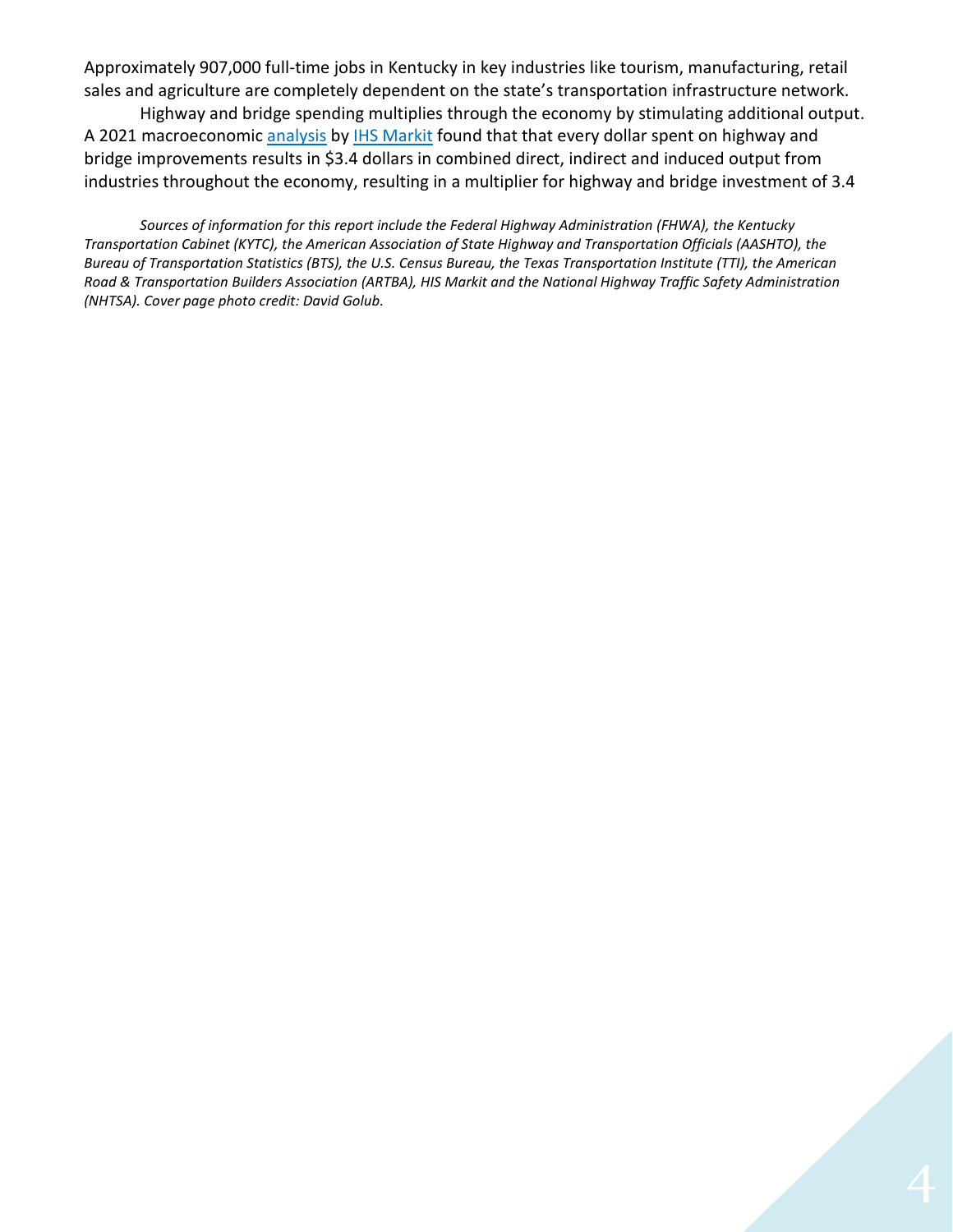Approximately 907,000 full-time jobs in Kentucky in key industries like tourism, manufacturing, retail sales and agriculture are completely dependent on the state's transportation infrastructure network.

Highway and bridge spending multiplies through the economy by stimulating additional output. A 2021 macroeconomic analysis by IHS Markit found that that every dollar spent on highway and bridge improvements results in $3.4 dollars in combined direct, indirect and induced output from industries throughout the economy, resulting in a multiplier for highway and bridge investment of 3.4

*Sources of information for this report include the Federal Highway Administration (FHWA), the Kentucky Transportation Cabinet (KYTC), the American Association of State Highway and Transportation Officials (AASHTO), the Bureau of Transportation Statistics (BTS), the U.S. Census Bureau, the Texas Transportation Institute (TTI), the American Road & Transportation Builders Association (ARTBA), HIS Markit and the National Highway Traffic Safety Administration (NHTSA). Cover page photo credit: David Golub.*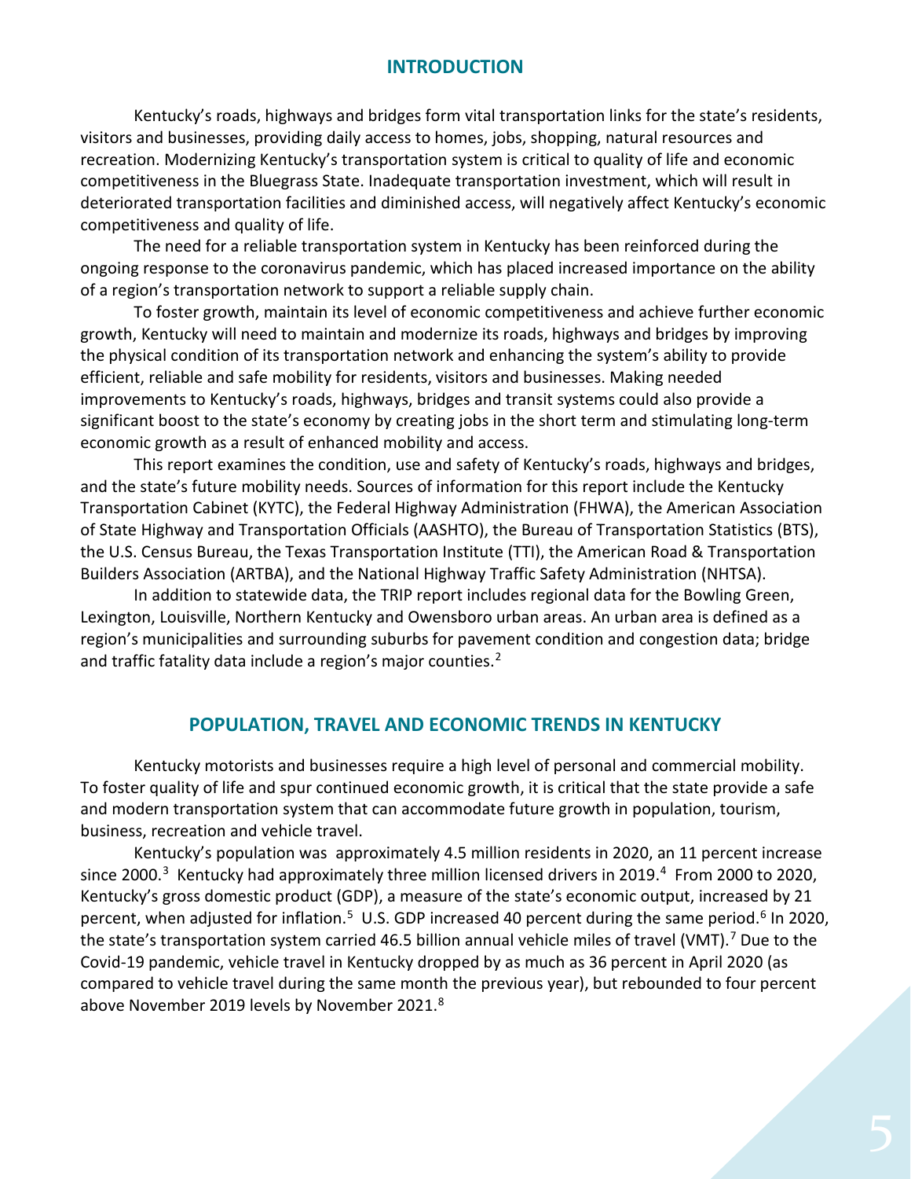## INTRODUCTION

Kentucky's roads, highways and bridges form vital transportation links for the state's residents, visitors and businesses, providing daily access to homes, jobs, shopping, natural resources and recreation. Modernizing Kentucky's transportation system is critical to quality of life and economic competitiveness in the Bluegrass State. Inadequate transportation investment, which will result in deteriorated transportation facilities and diminished access, will negatively affect Kentucky's economic competitiveness and quality of life.

The need for a reliable transportation system in Kentucky has been reinforced during the ongoing response to the coronavirus pandemic, which has placed increased importance on the ability of a region's transportation network to support a reliable supply chain.

To foster growth, maintain its level of economic competitiveness and achieve further economic growth, Kentucky will need to maintain and modernize its roads, highways and bridges by improving the physical condition of its transportation network and enhancing the system's ability to provide efficient, reliable and safe mobility for residents, visitors and businesses. Making needed improvements to Kentucky's roads, highways, bridges and transit systems could also provide a significant boost to the state's economy by creating jobs in the short term and stimulating long-term economic growth as a result of enhanced mobility and access.

This report examines the condition, use and safety of Kentucky's roads, highways and bridges, and the state's future mobility needs. Sources of information for this report include the Kentucky Transportation Cabinet (KYTC), the Federal Highway Administration (FHWA), the American Association of State Highway and Transportation Officials (AASHTO), the Bureau of Transportation Statistics (BTS), the U.S. Census Bureau, the Texas Transportation Institute (TTI), the American Road & Transportation Builders Association (ARTBA), and the National Highway Traffic Safety Administration (NHTSA).

In addition to statewide data, the TRIP report includes regional data for the Bowling Green, Lexington, Louisville, Northern Kentucky and Owensboro urban areas. An urban area is defined as a region's municipalities and surrounding suburbs for pavement condition and congestion data; bridge and traffic fatality data include a region's major counties.[2]

## POPULATION, TRAVEL AND ECONOMIC TRENDS IN KENTUCKY

Kentucky motorists and businesses require a high level of personal and commercial mobility. To foster quality of life and spur continued economic growth, it is critical that the state provide a safe and modern transportation system that can accommodate future growth in population, tourism, business, recreation and vehicle travel.

Kentucky's population was approximately 4.5 million residents in 2020, an 11 percent increase since 2000.[3] Kentucky had approximately three million licensed drivers in 2019.[4] From 2000 to 2020, Kentucky's gross domestic product (GDP), a measure of the state's economic output, increased by 21 percent, when adjusted for inflation.[5] U.S. GDP increased 40 percent during the same period.[6] In 2020, the state's transportation system carried 46.5 billion annual vehicle miles of travel (VMT).[7] Due to the Covid-19 pandemic, vehicle travel in Kentucky dropped by as much as 36 percent in April 2020 (as compared to vehicle travel during the same month the previous year), but rebounded to four percent above November 2019 levels by November 2021.[8]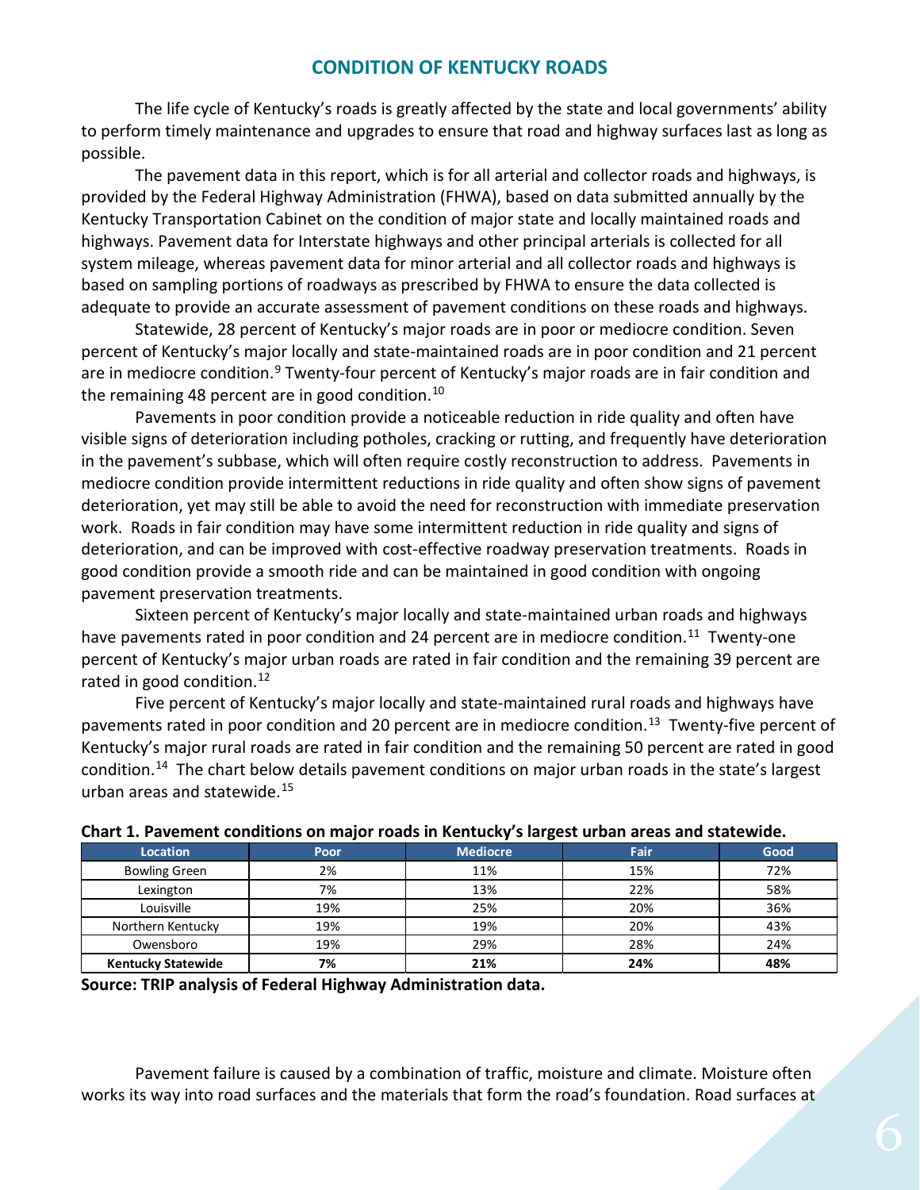## CONDITION OF KENTUCKY ROADS

The life cycle of Kentucky's roads is greatly affected by the state and local governments' ability to perform timely maintenance and upgrades to ensure that road and highway surfaces last as long as possible.

The pavement data in this report, which is for all arterial and collector roads and highways, is provided by the Federal Highway Administration (FHWA), based on data submitted annually by the Kentucky Transportation Cabinet on the condition of major state and locally maintained roads and highways. Pavement data for Interstate highways and other principal arterials is collected for all system mileage, whereas pavement data for minor arterial and all collector roads and highways is based on sampling portions of roadways as prescribed by FHWA to ensure the data collected is adequate to provide an accurate assessment of pavement conditions on these roads and highways.

Statewide, 28 percent of Kentucky's major roads are in poor or mediocre condition. Seven percent of Kentucky's major locally and state-maintained roads are in poor condition and 21 percent are in mediocre condition.[9] Twenty-four percent of Kentucky's major roads are in fair condition and the remaining 48 percent are in good condition.[10]

Pavements in poor condition provide a noticeable reduction in ride quality and often have visible signs of deterioration including potholes, cracking or rutting, and frequently have deterioration in the pavement's subbase, which will often require costly reconstruction to address. Pavements in mediocre condition provide intermittent reductions in ride quality and often show signs of pavement deterioration, yet may still be able to avoid the need for reconstruction with immediate preservation work. Roads in fair condition may have some intermittent reduction in ride quality and signs of deterioration, and can be improved with cost-effective roadway preservation treatments. Roads in good condition provide a smooth ride and can be maintained in good condition with ongoing pavement preservation treatments.

Sixteen percent of Kentucky's major locally and state-maintained urban roads and highways have pavements rated in poor condition and 24 percent are in mediocre condition.[11] Twenty-one percent of Kentucky's major urban roads are rated in fair condition and the remaining 39 percent are rated in good condition.[12]

Five percent of Kentucky's major locally and state-maintained rural roads and highways have pavements rated in poor condition and 20 percent are in mediocre condition.[13] Twenty-five percent of Kentucky's major rural roads are rated in fair condition and the remaining 50 percent are rated in good condition.[14] The chart below details pavement conditions on major urban roads in the state's largest urban areas and statewide.[15]

**Chart 1. Pavement conditions on major roads in Kentucky's largest urban areas and statewide.**

| Location | Poor | Mediocre | Fair | Good |
|---|---|---|---|---|
| Bowling Green | 2% | 11% | 15% | 72% |
| Lexington | 7% | 13% | 22% | 58% |
| Louisville | 19% | 25% | 20% | 36% |
| Northern Kentucky | 19% | 19% | 20% | 43% |
| Owensboro | 19% | 29% | 28% | 24% |
| **Kentucky Statewide** | **7%** | **21%** | **24%** | **48%** |

**Source: TRIP analysis of Federal Highway Administration data.**

Pavement failure is caused by a combination of traffic, moisture and climate. Moisture often works its way into road surfaces and the materials that form the road's foundation. Road surfaces at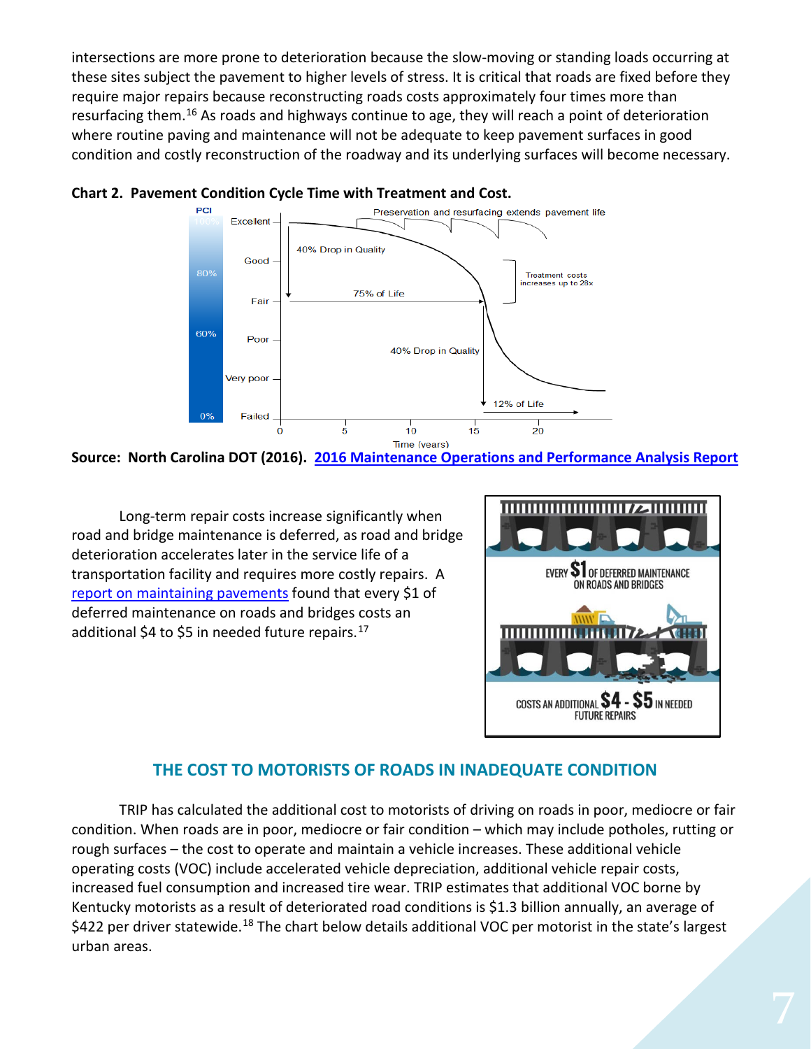intersections are more prone to deterioration because the slow-moving or standing loads occurring at these sites subject the pavement to higher levels of stress. It is critical that roads are fixed before they require major repairs because reconstructing roads costs approximately four times more than resurfacing them.[16] As roads and highways continue to age, they will reach a point of deterioration where routine paving and maintenance will not be adequate to keep pavement surfaces in good condition and costly reconstruction of the roadway and its underlying surfaces will become necessary.

**Chart 2. Pavement Condition Cycle Time with Treatment and Cost.**

**Source: North Carolina DOT (2016). 2016 Maintenance Operations and Performance Analysis Report**

Long-term repair costs increase significantly when road and bridge maintenance is deferred, as road and bridge deterioration accelerates later in the service life of a transportation facility and requires more costly repairs. A report on maintaining pavements found that every $1 of deferred maintenance on roads and bridges costs an additional $4 to $5 in needed future repairs.[17]

## THE COST TO MOTORISTS OF ROADS IN INADEQUATE CONDITION

TRIP has calculated the additional cost to motorists of driving on roads in poor, mediocre or fair condition. When roads are in poor, mediocre or fair condition – which may include potholes, rutting or rough surfaces – the cost to operate and maintain a vehicle increases. These additional vehicle operating costs (VOC) include accelerated vehicle depreciation, additional vehicle repair costs, increased fuel consumption and increased tire wear. TRIP estimates that additional VOC borne by Kentucky motorists as a result of deteriorated road conditions is $1.3 billion annually, an average of $422 per driver statewide.[18] The chart below details additional VOC per motorist in the state's largest urban areas.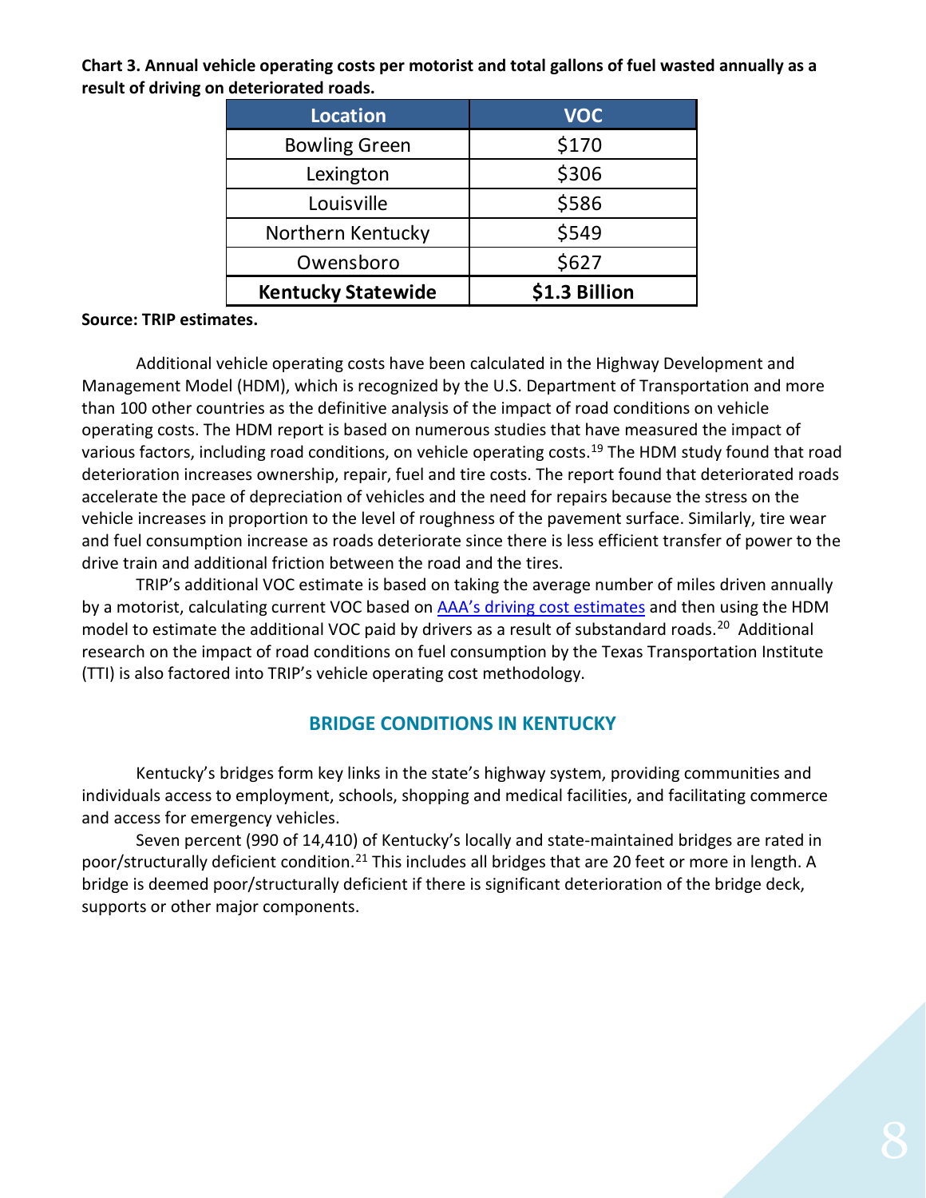**Chart 3. Annual vehicle operating costs per motorist and total gallons of fuel wasted annually as a result of driving on deteriorated roads.**

| Location | VOC |
|---|---|
| Bowling Green | $170 |
| Lexington | $306 |
| Louisville | $586 |
| Northern Kentucky | $549 |
| Owensboro | $627 |
| **Kentucky Statewide** | **$1.3 Billion** |

**Source: TRIP estimates.**

Additional vehicle operating costs have been calculated in the Highway Development and Management Model (HDM), which is recognized by the U.S. Department of Transportation and more than 100 other countries as the definitive analysis of the impact of road conditions on vehicle operating costs. The HDM report is based on numerous studies that have measured the impact of various factors, including road conditions, on vehicle operating costs.[19] The HDM study found that road deterioration increases ownership, repair, fuel and tire costs. The report found that deteriorated roads accelerate the pace of depreciation of vehicles and the need for repairs because the stress on the vehicle increases in proportion to the level of roughness of the pavement surface. Similarly, tire wear and fuel consumption increase as roads deteriorate since there is less efficient transfer of power to the drive train and additional friction between the road and the tires.

TRIP's additional VOC estimate is based on taking the average number of miles driven annually by a motorist, calculating current VOC based on AAA's driving cost estimates and then using the HDM model to estimate the additional VOC paid by drivers as a result of substandard roads.[20] Additional research on the impact of road conditions on fuel consumption by the Texas Transportation Institute (TTI) is also factored into TRIP's vehicle operating cost methodology.

## BRIDGE CONDITIONS IN KENTUCKY

Kentucky's bridges form key links in the state's highway system, providing communities and individuals access to employment, schools, shopping and medical facilities, and facilitating commerce and access for emergency vehicles.

Seven percent (990 of 14,410) of Kentucky's locally and state-maintained bridges are rated in poor/structurally deficient condition.[21] This includes all bridges that are 20 feet or more in length. A bridge is deemed poor/structurally deficient if there is significant deterioration of the bridge deck, supports or other major components.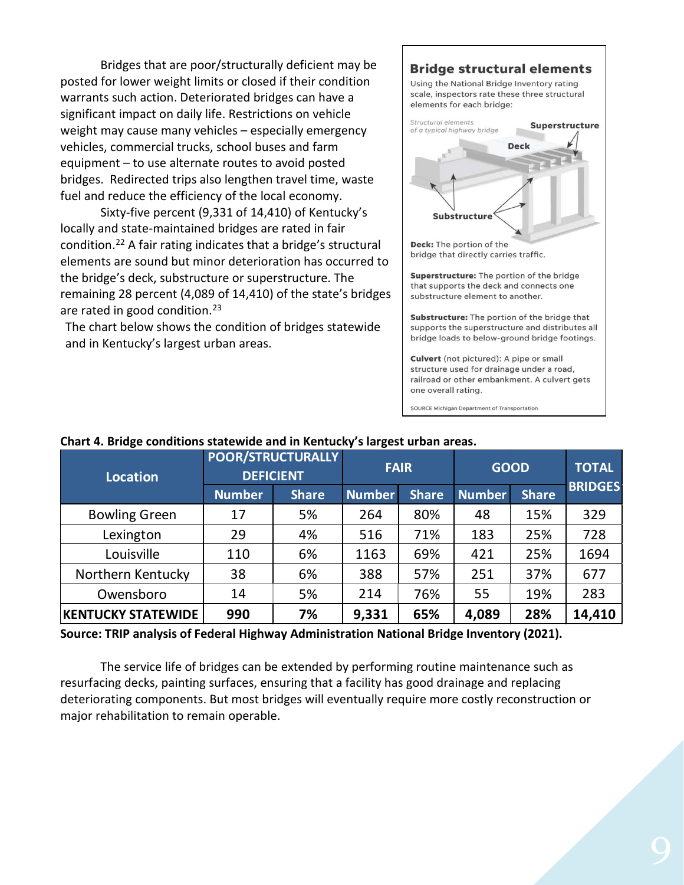Bridges that are poor/structurally deficient may be posted for lower weight limits or closed if their condition warrants such action. Deteriorated bridges can have a significant impact on daily life. Restrictions on vehicle weight may cause many vehicles – especially emergency vehicles, commercial trucks, school buses and farm equipment – to use alternate routes to avoid posted bridges. Redirected trips also lengthen travel time, waste fuel and reduce the efficiency of the local economy.

Sixty-five percent (9,331 of 14,410) of Kentucky's locally and state-maintained bridges are rated in fair condition.[22] A fair rating indicates that a bridge's structural elements are sound but minor deterioration has occurred to the bridge's deck, substructure or superstructure. The remaining 28 percent (4,089 of 14,410) of the state's bridges are rated in good condition.[23]

The chart below shows the condition of bridges statewide and in Kentucky's largest urban areas.

**Bridge structural elements**

Using the National Bridge Inventory rating scale, inspectors rate these three structural elements for each bridge:

*Structural elements of a typical highway bridge*

Superstructure

Deck

Substructure

**Deck:** The portion of the bridge that directly carries traffic.

**Superstructure:** The portion of the bridge that supports the deck and connects one substructure element to another.

**Substructure:** The portion of the bridge that supports the superstructure and distributes all bridge loads to below-ground bridge footings.

**Culvert** (not pictured): A pipe or small structure used for drainage under a road, railroad or other embankment. A culvert gets one overall rating.

SOURCE Michigan Department of Transportation

**Chart 4. Bridge conditions statewide and in Kentucky's largest urban areas.**

| Location | POOR/STRUCTURALLY DEFICIENT | | FAIR | | GOOD | | TOTAL BRIDGES |
|---|---|---|---|---|---|---|---|
| | Number | Share | Number | Share | Number | Share | |
| Bowling Green | 17 | 5% | 264 | 80% | 48 | 15% | 329 |
| Lexington | 29 | 4% | 516 | 71% | 183 | 25% | 728 |
| Louisville | 110 | 6% | 1163 | 69% | 421 | 25% | 1694 |
| Northern Kentucky | 38 | 6% | 388 | 57% | 251 | 37% | 677 |
| Owensboro | 14 | 5% | 214 | 76% | 55 | 19% | 283 |
| **KENTUCKY STATEWIDE** | **990** | **7%** | **9,331** | **65%** | **4,089** | **28%** | **14,410** |

**Source: TRIP analysis of Federal Highway Administration National Bridge Inventory (2021).**

The service life of bridges can be extended by performing routine maintenance such as resurfacing decks, painting surfaces, ensuring that a facility has good drainage and replacing deteriorating components. But most bridges will eventually require more costly reconstruction or major rehabilitation to remain operable.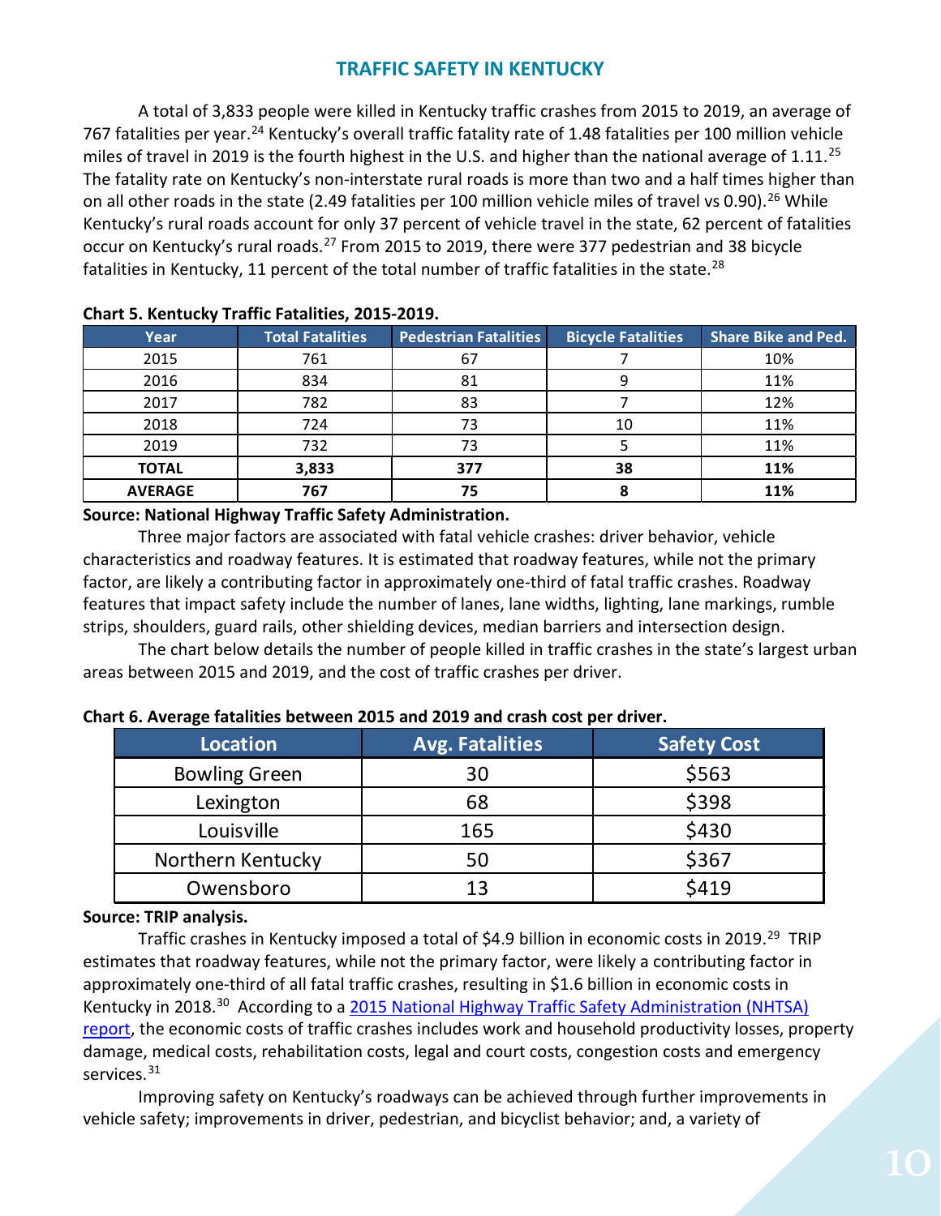## TRAFFIC SAFETY IN KENTUCKY

A total of 3,833 people were killed in Kentucky traffic crashes from 2015 to 2019, an average of 767 fatalities per year.[24] Kentucky's overall traffic fatality rate of 1.48 fatalities per 100 million vehicle miles of travel in 2019 is the fourth highest in the U.S. and higher than the national average of 1.11.[25] The fatality rate on Kentucky's non-interstate rural roads is more than two and a half times higher than on all other roads in the state (2.49 fatalities per 100 million vehicle miles of travel vs 0.90).[26] While Kentucky's rural roads account for only 37 percent of vehicle travel in the state, 62 percent of fatalities occur on Kentucky's rural roads.[27] From 2015 to 2019, there were 377 pedestrian and 38 bicycle fatalities in Kentucky, 11 percent of the total number of traffic fatalities in the state.[28]

**Chart 5. Kentucky Traffic Fatalities, 2015-2019.**

| Year | Total Fatalities | Pedestrian Fatalities | Bicycle Fatalities | Share Bike and Ped. |
|---|---|---|---|---|
| 2015 | 761 | 67 | 7 | 10% |
| 2016 | 834 | 81 | 9 | 11% |
| 2017 | 782 | 83 | 7 | 12% |
| 2018 | 724 | 73 | 10 | 11% |
| 2019 | 732 | 73 | 5 | 11% |
| **TOTAL** | **3,833** | **377** | **38** | **11%** |
| **AVERAGE** | **767** | **75** | **8** | **11%** |

**Source: National Highway Traffic Safety Administration.**

Three major factors are associated with fatal vehicle crashes: driver behavior, vehicle characteristics and roadway features. It is estimated that roadway features, while not the primary factor, are likely a contributing factor in approximately one-third of fatal traffic crashes. Roadway features that impact safety include the number of lanes, lane widths, lighting, lane markings, rumble strips, shoulders, guard rails, other shielding devices, median barriers and intersection design.

The chart below details the number of people killed in traffic crashes in the state's largest urban areas between 2015 and 2019, and the cost of traffic crashes per driver.

**Chart 6. Average fatalities between 2015 and 2019 and crash cost per driver.**

| Location | Avg. Fatalities | Safety Cost |
|---|---|---|
| Bowling Green | 30 | $563 |
| Lexington | 68 | $398 |
| Louisville | 165 | $430 |
| Northern Kentucky | 50 | $367 |
| Owensboro | 13 | $419 |

**Source: TRIP analysis.**

Traffic crashes in Kentucky imposed a total of $4.9 billion in economic costs in 2019.[29] TRIP estimates that roadway features, while not the primary factor, were likely a contributing factor in approximately one-third of all fatal traffic crashes, resulting in $1.6 billion in economic costs in Kentucky in 2018.[30] According to a 2015 National Highway Traffic Safety Administration (NHTSA) report, the economic costs of traffic crashes includes work and household productivity losses, property damage, medical costs, rehabilitation costs, legal and court costs, congestion costs and emergency services.[31]

Improving safety on Kentucky's roadways can be achieved through further improvements in vehicle safety; improvements in driver, pedestrian, and bicyclist behavior; and, a variety of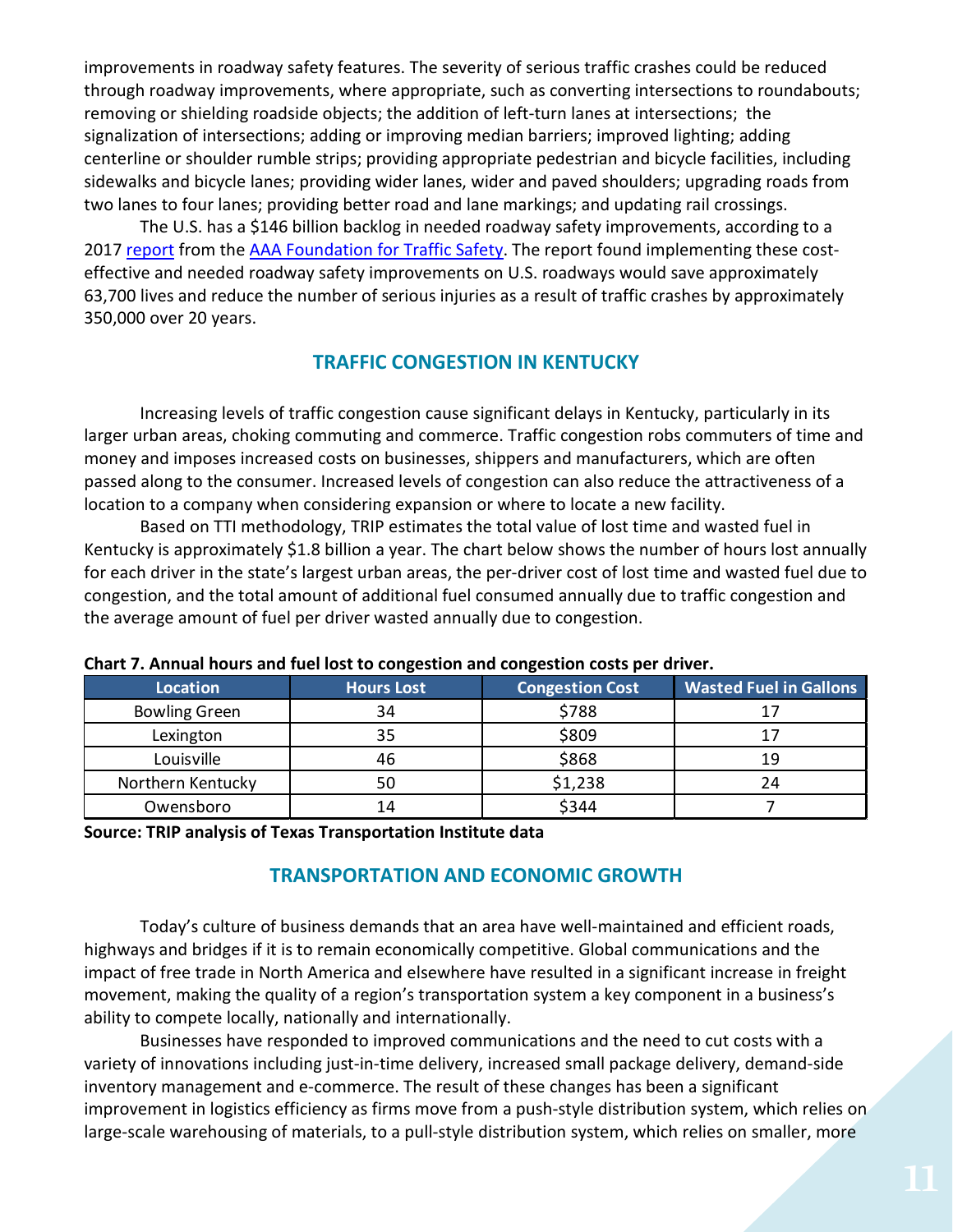improvements in roadway safety features. The severity of serious traffic crashes could be reduced through roadway improvements, where appropriate, such as converting intersections to roundabouts; removing or shielding roadside objects; the addition of left-turn lanes at intersections; the signalization of intersections; adding or improving median barriers; improved lighting; adding centerline or shoulder rumble strips; providing appropriate pedestrian and bicycle facilities, including sidewalks and bicycle lanes; providing wider lanes, wider and paved shoulders; upgrading roads from two lanes to four lanes; providing better road and lane markings; and updating rail crossings.

The U.S. has a $146 billion backlog in needed roadway safety improvements, according to a 2017 report from the AAA Foundation for Traffic Safety. The report found implementing these cost-effective and needed roadway safety improvements on U.S. roadways would save approximately 63,700 lives and reduce the number of serious injuries as a result of traffic crashes by approximately 350,000 over 20 years.

## TRAFFIC CONGESTION IN KENTUCKY

Increasing levels of traffic congestion cause significant delays in Kentucky, particularly in its larger urban areas, choking commuting and commerce. Traffic congestion robs commuters of time and money and imposes increased costs on businesses, shippers and manufacturers, which are often passed along to the consumer. Increased levels of congestion can also reduce the attractiveness of a location to a company when considering expansion or where to locate a new facility.

Based on TTI methodology, TRIP estimates the total value of lost time and wasted fuel in Kentucky is approximately $1.8 billion a year. The chart below shows the number of hours lost annually for each driver in the state's largest urban areas, the per-driver cost of lost time and wasted fuel due to congestion, and the total amount of additional fuel consumed annually due to traffic congestion and the average amount of fuel per driver wasted annually due to congestion.

**Chart 7. Annual hours and fuel lost to congestion and congestion costs per driver.**

| Location | Hours Lost | Congestion Cost | Wasted Fuel in Gallons |
|---|---|---|---|
| Bowling Green | 34 | $788 | 17 |
| Lexington | 35 | $809 | 17 |
| Louisville | 46 | $868 | 19 |
| Northern Kentucky | 50 | $1,238 | 24 |
| Owensboro | 14 | $344 | 7 |

**Source: TRIP analysis of Texas Transportation Institute data**

## TRANSPORTATION AND ECONOMIC GROWTH

Today's culture of business demands that an area have well-maintained and efficient roads, highways and bridges if it is to remain economically competitive. Global communications and the impact of free trade in North America and elsewhere have resulted in a significant increase in freight movement, making the quality of a region's transportation system a key component in a business's ability to compete locally, nationally and internationally.

Businesses have responded to improved communications and the need to cut costs with a variety of innovations including just-in-time delivery, increased small package delivery, demand-side inventory management and e-commerce. The result of these changes has been a significant improvement in logistics efficiency as firms move from a push-style distribution system, which relies on large-scale warehousing of materials, to a pull-style distribution system, which relies on smaller, more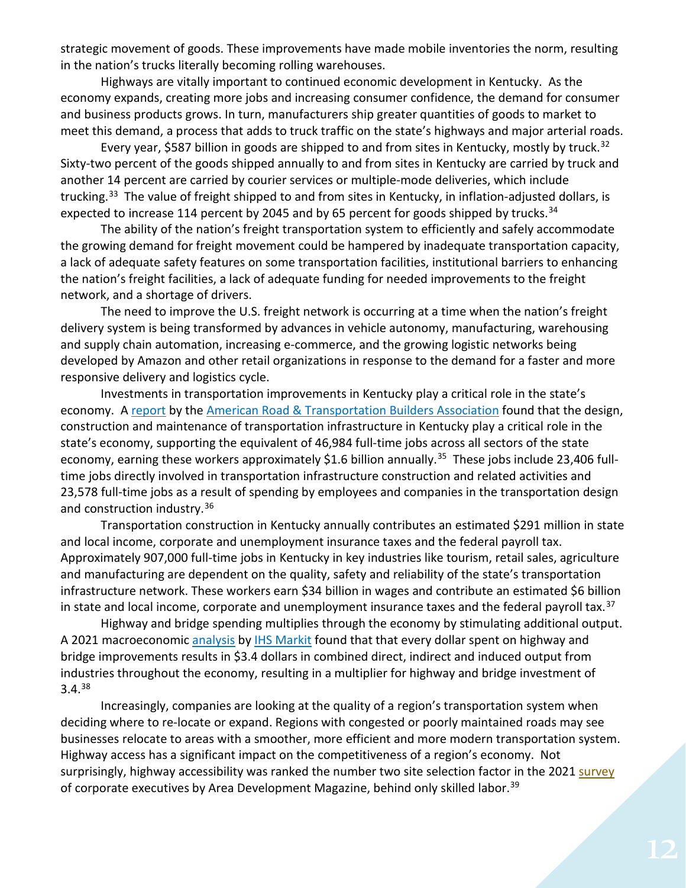strategic movement of goods. These improvements have made mobile inventories the norm, resulting in the nation's trucks literally becoming rolling warehouses.

Highways are vitally important to continued economic development in Kentucky. As the economy expands, creating more jobs and increasing consumer confidence, the demand for consumer and business products grows. In turn, manufacturers ship greater quantities of goods to market to meet this demand, a process that adds to truck traffic on the state's highways and major arterial roads.

Every year, $587 billion in goods are shipped to and from sites in Kentucky, mostly by truck.[32] Sixty-two percent of the goods shipped annually to and from sites in Kentucky are carried by truck and another 14 percent are carried by courier services or multiple-mode deliveries, which include trucking.[33] The value of freight shipped to and from sites in Kentucky, in inflation-adjusted dollars, is expected to increase 114 percent by 2045 and by 65 percent for goods shipped by trucks.[34]

The ability of the nation's freight transportation system to efficiently and safely accommodate the growing demand for freight movement could be hampered by inadequate transportation capacity, a lack of adequate safety features on some transportation facilities, institutional barriers to enhancing the nation's freight facilities, a lack of adequate funding for needed improvements to the freight network, and a shortage of drivers.

The need to improve the U.S. freight network is occurring at a time when the nation's freight delivery system is being transformed by advances in vehicle autonomy, manufacturing, warehousing and supply chain automation, increasing e-commerce, and the growing logistic networks being developed by Amazon and other retail organizations in response to the demand for a faster and more responsive delivery and logistics cycle.

Investments in transportation improvements in Kentucky play a critical role in the state's economy. A report by the American Road & Transportation Builders Association found that the design, construction and maintenance of transportation infrastructure in Kentucky play a critical role in the state's economy, supporting the equivalent of 46,984 full-time jobs across all sectors of the state economy, earning these workers approximately $1.6 billion annually.[35] These jobs include 23,406 full-time jobs directly involved in transportation infrastructure construction and related activities and 23,578 full-time jobs as a result of spending by employees and companies in the transportation design and construction industry.[36]

Transportation construction in Kentucky annually contributes an estimated $291 million in state and local income, corporate and unemployment insurance taxes and the federal payroll tax. Approximately 907,000 full-time jobs in Kentucky in key industries like tourism, retail sales, agriculture and manufacturing are dependent on the quality, safety and reliability of the state's transportation infrastructure network. These workers earn $34 billion in wages and contribute an estimated $6 billion in state and local income, corporate and unemployment insurance taxes and the federal payroll tax.[37]

Highway and bridge spending multiplies through the economy by stimulating additional output. A 2021 macroeconomic analysis by IHS Markit found that that every dollar spent on highway and bridge improvements results in $3.4 dollars in combined direct, indirect and induced output from industries throughout the economy, resulting in a multiplier for highway and bridge investment of 3.4.[38]

Increasingly, companies are looking at the quality of a region's transportation system when deciding where to re-locate or expand. Regions with congested or poorly maintained roads may see businesses relocate to areas with a smoother, more efficient and more modern transportation system. Highway access has a significant impact on the competitiveness of a region's economy. Not surprisingly, highway accessibility was ranked the number two site selection factor in the 2021 survey of corporate executives by Area Development Magazine, behind only skilled labor.[39]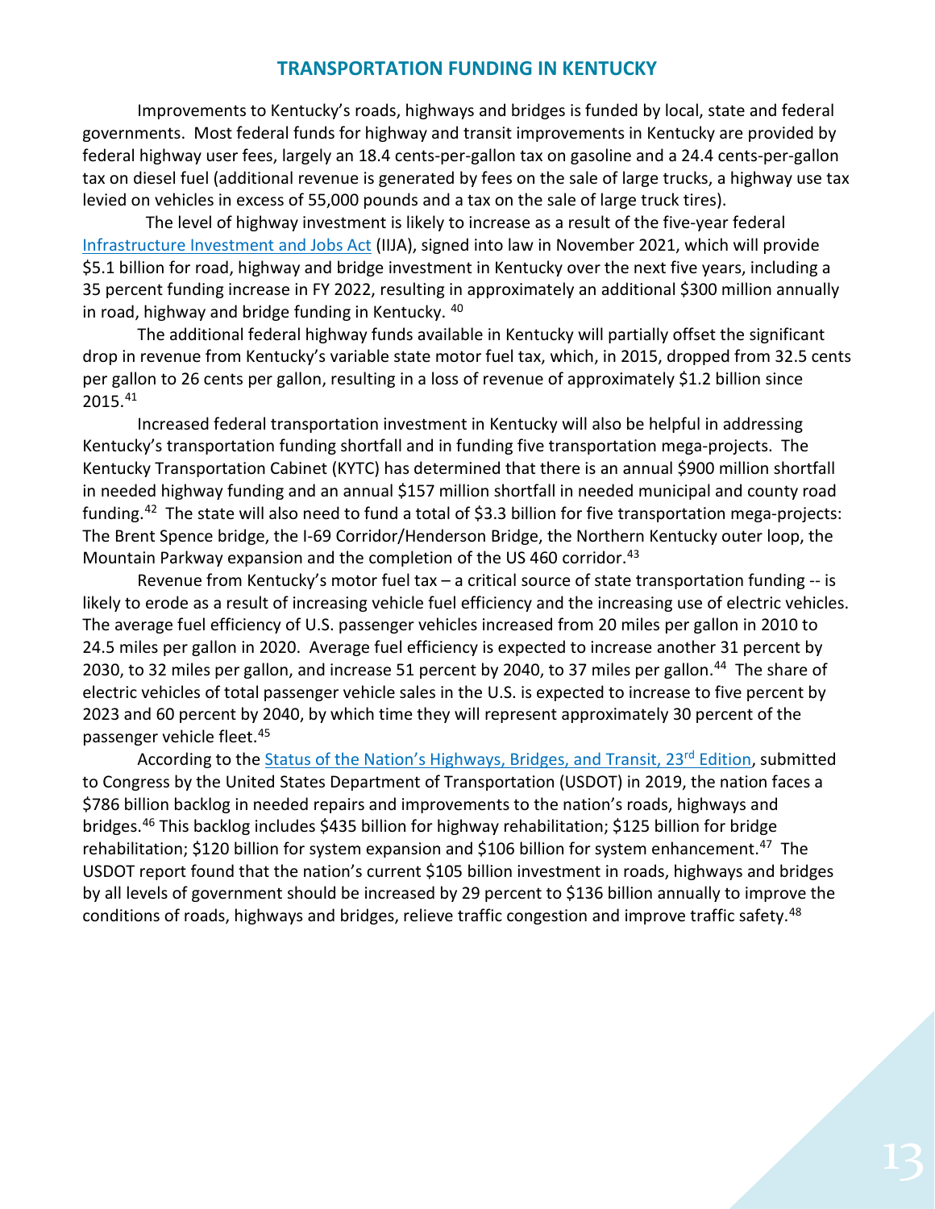## TRANSPORTATION FUNDING IN KENTUCKY

Improvements to Kentucky's roads, highways and bridges is funded by local, state and federal governments. Most federal funds for highway and transit improvements in Kentucky are provided by federal highway user fees, largely an 18.4 cents-per-gallon tax on gasoline and a 24.4 cents-per-gallon tax on diesel fuel (additional revenue is generated by fees on the sale of large trucks, a highway use tax levied on vehicles in excess of 55,000 pounds and a tax on the sale of large truck tires).

The level of highway investment is likely to increase as a result of the five-year federal Infrastructure Investment and Jobs Act (IIJA), signed into law in November 2021, which will provide $5.1 billion for road, highway and bridge investment in Kentucky over the next five years, including a 35 percent funding increase in FY 2022, resulting in approximately an additional $300 million annually in road, highway and bridge funding in Kentucky. [40]

The additional federal highway funds available in Kentucky will partially offset the significant drop in revenue from Kentucky's variable state motor fuel tax, which, in 2015, dropped from 32.5 cents per gallon to 26 cents per gallon, resulting in a loss of revenue of approximately $1.2 billion since 2015.[41]

Increased federal transportation investment in Kentucky will also be helpful in addressing Kentucky's transportation funding shortfall and in funding five transportation mega-projects. The Kentucky Transportation Cabinet (KYTC) has determined that there is an annual $900 million shortfall in needed highway funding and an annual $157 million shortfall in needed municipal and county road funding.[42] The state will also need to fund a total of $3.3 billion for five transportation mega-projects: The Brent Spence bridge, the I-69 Corridor/Henderson Bridge, the Northern Kentucky outer loop, the Mountain Parkway expansion and the completion of the US 460 corridor.[43]

Revenue from Kentucky's motor fuel tax – a critical source of state transportation funding -- is likely to erode as a result of increasing vehicle fuel efficiency and the increasing use of electric vehicles. The average fuel efficiency of U.S. passenger vehicles increased from 20 miles per gallon in 2010 to 24.5 miles per gallon in 2020. Average fuel efficiency is expected to increase another 31 percent by 2030, to 32 miles per gallon, and increase 51 percent by 2040, to 37 miles per gallon.[44] The share of electric vehicles of total passenger vehicle sales in the U.S. is expected to increase to five percent by 2023 and 60 percent by 2040, by which time they will represent approximately 30 percent of the passenger vehicle fleet.[45]

According to the Status of the Nation's Highways, Bridges, and Transit, 23rd Edition, submitted to Congress by the United States Department of Transportation (USDOT) in 2019, the nation faces a $786 billion backlog in needed repairs and improvements to the nation's roads, highways and bridges.[46] This backlog includes $435 billion for highway rehabilitation; $125 billion for bridge rehabilitation; $120 billion for system expansion and $106 billion for system enhancement.[47] The USDOT report found that the nation's current $105 billion investment in roads, highways and bridges by all levels of government should be increased by 29 percent to $136 billion annually to improve the conditions of roads, highways and bridges, relieve traffic congestion and improve traffic safety.[48]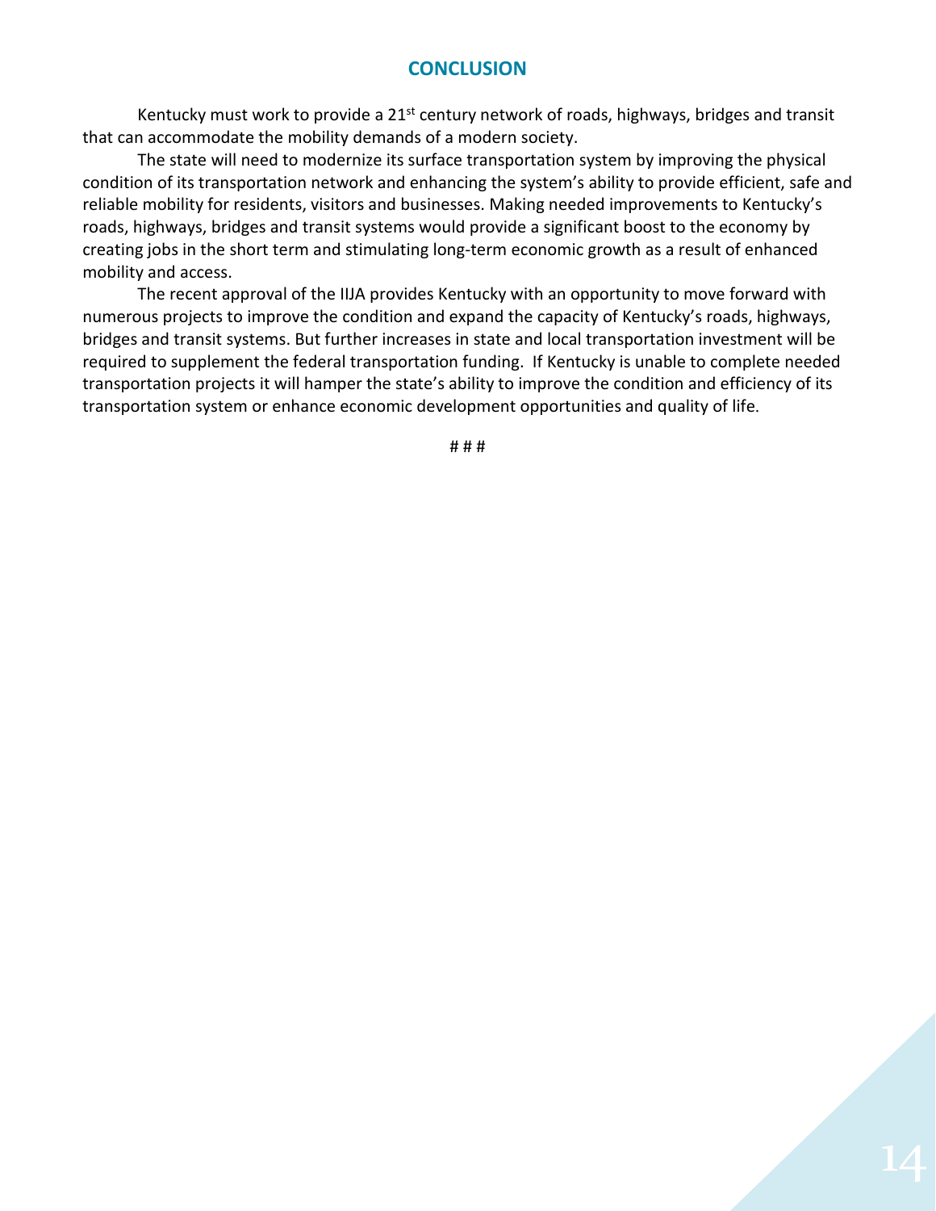## CONCLUSION

Kentucky must work to provide a 21st century network of roads, highways, bridges and transit that can accommodate the mobility demands of a modern society.

The state will need to modernize its surface transportation system by improving the physical condition of its transportation network and enhancing the system's ability to provide efficient, safe and reliable mobility for residents, visitors and businesses. Making needed improvements to Kentucky's roads, highways, bridges and transit systems would provide a significant boost to the economy by creating jobs in the short term and stimulating long-term economic growth as a result of enhanced mobility and access.

The recent approval of the IIJA provides Kentucky with an opportunity to move forward with numerous projects to improve the condition and expand the capacity of Kentucky's roads, highways, bridges and transit systems. But further increases in state and local transportation investment will be required to supplement the federal transportation funding. If Kentucky is unable to complete needed transportation projects it will hamper the state's ability to improve the condition and efficiency of its transportation system or enhance economic development opportunities and quality of life.

# # #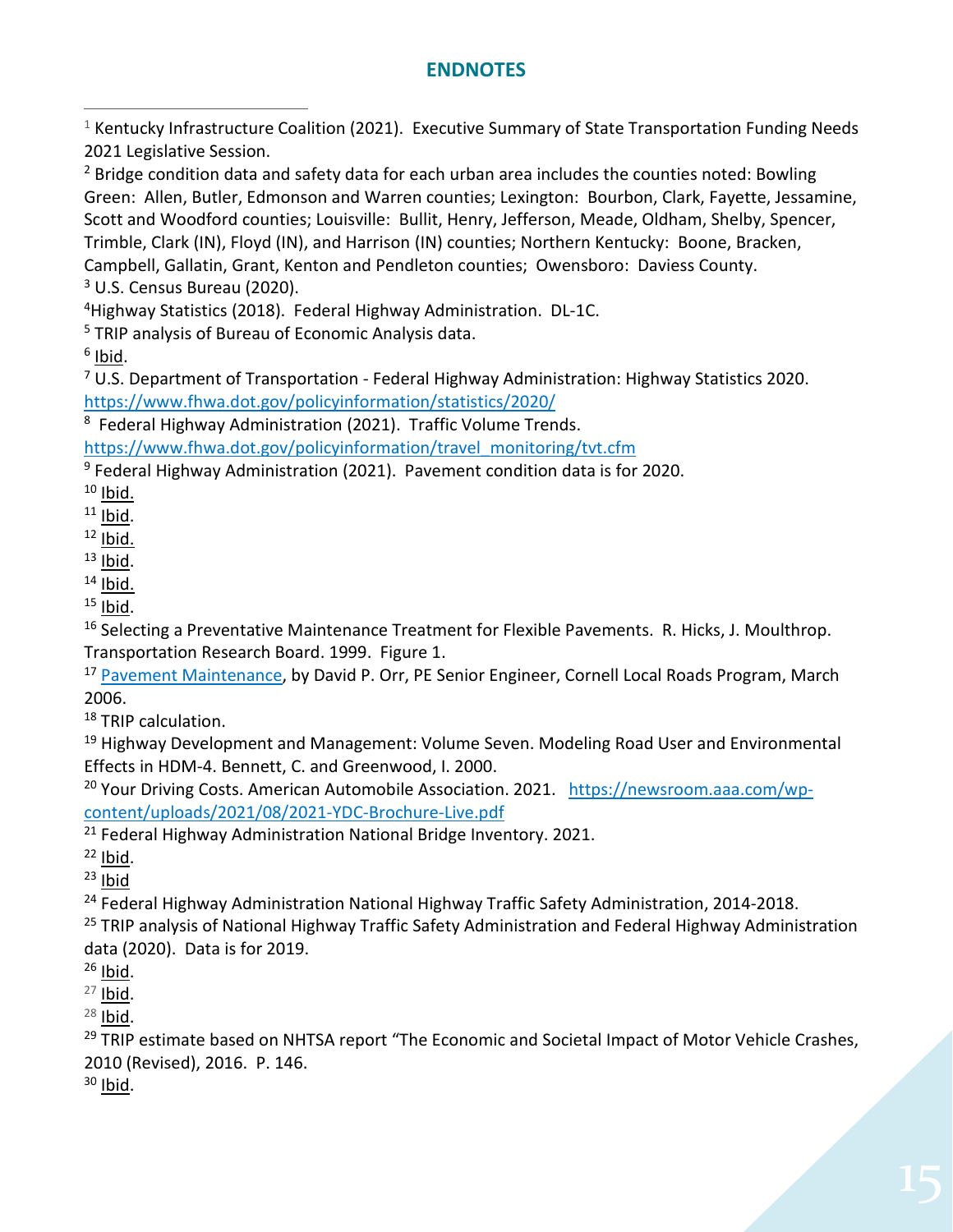## ENDNOTES

[1] Kentucky Infrastructure Coalition (2021). Executive Summary of State Transportation Funding Needs 2021 Legislative Session.

[2] Bridge condition data and safety data for each urban area includes the counties noted: Bowling Green: Allen, Butler, Edmonson and Warren counties; Lexington: Bourbon, Clark, Fayette, Jessamine, Scott and Woodford counties; Louisville: Bullit, Henry, Jefferson, Meade, Oldham, Shelby, Spencer, Trimble, Clark (IN), Floyd (IN), and Harrison (IN) counties; Northern Kentucky: Boone, Bracken, Campbell, Gallatin, Grant, Kenton and Pendleton counties; Owensboro: Daviess County.

[3] U.S. Census Bureau (2020).

[4] Highway Statistics (2018). Federal Highway Administration. DL-1C.

[5] TRIP analysis of Bureau of Economic Analysis data.

[6] Ibid.

[7] U.S. Department of Transportation - Federal Highway Administration: Highway Statistics 2020. https://www.fhwa.dot.gov/policyinformation/statistics/2020/

[8] Federal Highway Administration (2021). Traffic Volume Trends. https://www.fhwa.dot.gov/policyinformation/travel_monitoring/tvt.cfm

[9] Federal Highway Administration (2021). Pavement condition data is for 2020.

[10] Ibid.

[11] Ibid.

[12] Ibid.

[13] Ibid.

[14] Ibid.

[15] Ibid.

[16] Selecting a Preventative Maintenance Treatment for Flexible Pavements. R. Hicks, J. Moulthrop. Transportation Research Board. 1999. Figure 1.

[17] Pavement Maintenance, by David P. Orr, PE Senior Engineer, Cornell Local Roads Program, March 2006.

[18] TRIP calculation.

[19] Highway Development and Management: Volume Seven. Modeling Road User and Environmental Effects in HDM-4. Bennett, C. and Greenwood, I. 2000.

[20] Your Driving Costs. American Automobile Association. 2021. https://newsroom.aaa.com/wp-content/uploads/2021/08/2021-YDC-Brochure-Live.pdf

[21] Federal Highway Administration National Bridge Inventory. 2021.

[22] Ibid.

[23] Ibid

[24] Federal Highway Administration National Highway Traffic Safety Administration, 2014-2018.

[25] TRIP analysis of National Highway Traffic Safety Administration and Federal Highway Administration data (2020). Data is for 2019.

[26] Ibid.

[27] Ibid.

[28] Ibid.

[29] TRIP estimate based on NHTSA report "The Economic and Societal Impact of Motor Vehicle Crashes, 2010 (Revised), 2016. P. 146.

[30] Ibid.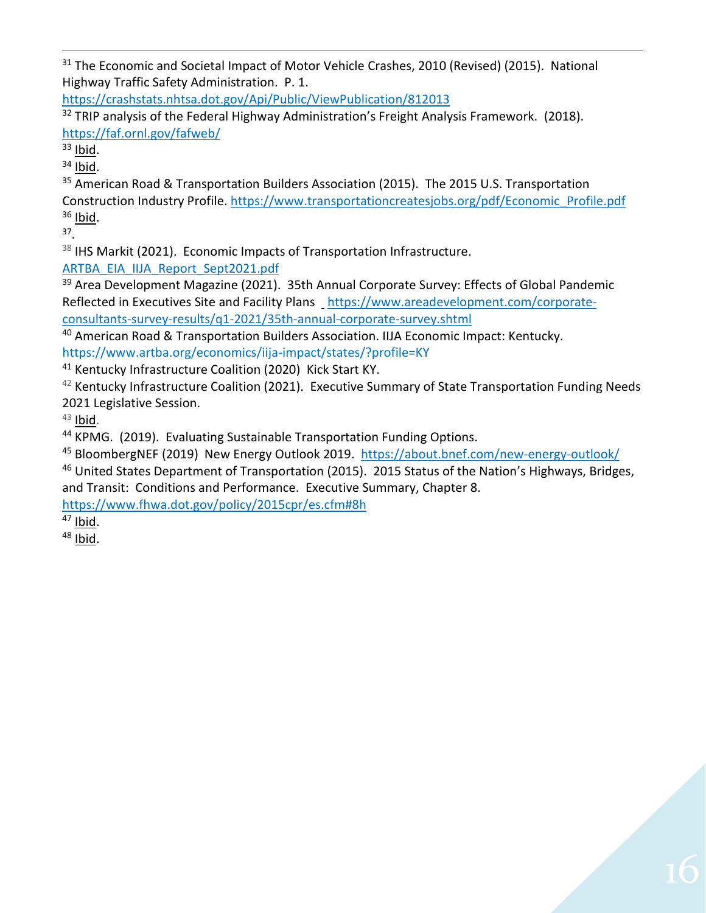[31] The Economic and Societal Impact of Motor Vehicle Crashes, 2010 (Revised) (2015). National Highway Traffic Safety Administration. P. 1. https://crashstats.nhtsa.dot.gov/Api/Public/ViewPublication/812013

[32] TRIP analysis of the Federal Highway Administration's Freight Analysis Framework. (2018). https://faf.ornl.gov/fafweb/

[33] Ibid.

[34] Ibid.

[35] American Road & Transportation Builders Association (2015). The 2015 U.S. Transportation Construction Industry Profile. https://www.transportationcreatesjobs.org/pdf/Economic_Profile.pdf

[36] Ibid.

[37].

[38] IHS Markit (2021). Economic Impacts of Transportation Infrastructure. ARTBA_EIA_IIJA_Report_Sept2021.pdf

[39] Area Development Magazine (2021). 35th Annual Corporate Survey: Effects of Global Pandemic Reflected in Executives Site and Facility Plans https://www.areadevelopment.com/corporate-consultants-survey-results/q1-2021/35th-annual-corporate-survey.shtml

[40] American Road & Transportation Builders Association. IIJA Economic Impact: Kentucky. https://www.artba.org/economics/iija-impact/states/?profile=KY

[41] Kentucky Infrastructure Coalition (2020) Kick Start KY.

[42] Kentucky Infrastructure Coalition (2021). Executive Summary of State Transportation Funding Needs 2021 Legislative Session.

[43] Ibid.

[44] KPMG. (2019). Evaluating Sustainable Transportation Funding Options.

[45] BloombergNEF (2019) New Energy Outlook 2019. https://about.bnef.com/new-energy-outlook/

[46] United States Department of Transportation (2015). 2015 Status of the Nation's Highways, Bridges, and Transit: Conditions and Performance. Executive Summary, Chapter 8. https://www.fhwa.dot.gov/policy/2015cpr/es.cfm#8h

[47] Ibid.

[48] Ibid.